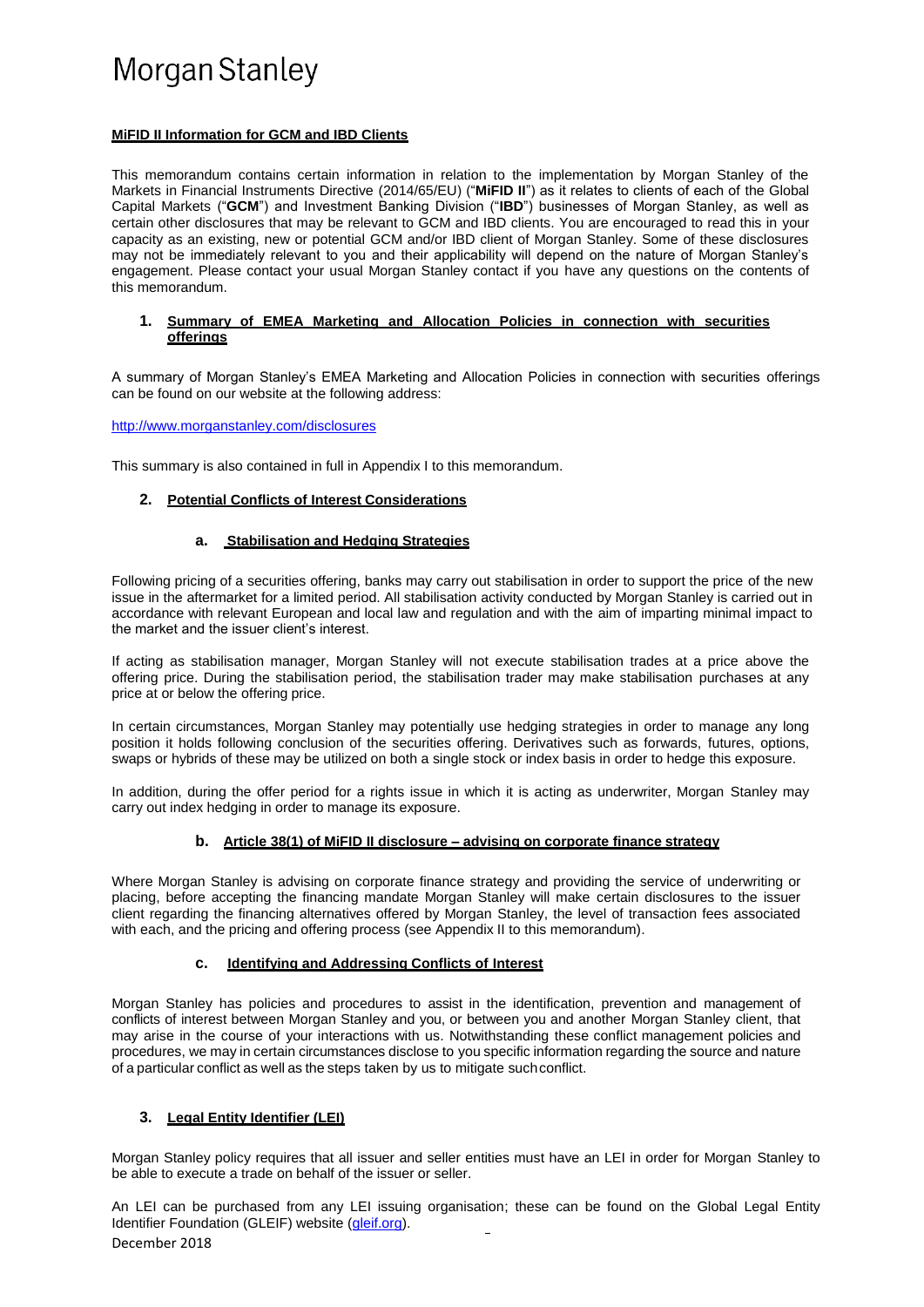Morgan Stanley

## MiFID II Information for GCM and IBD Clients

This memorandum contains certain information in relation to the implementation by Morgan Stanley of the Markets in Financial Instruments Directive (2014/65/EU) ("**MiFID II**") as it relates to clients of each of the Global Capital Markets ("**GCM**") and Investment Banking Division ("**IBD**") businesses of Morgan Stanley, as well as certain other disclosures that may be relevant to GCM and IBD clients. You are encouraged to read this in your capacity as an existing, new or potential GCM and/or IBD client of Morgan Stanley. Some of these disclosures may not be immediately relevant to you and their applicability will depend on the nature of Morgan Stanley's engagement. Please contact your usual Morgan Stanley contact if you have any questions on the contents of this memorandum.

### 1. Summary of EMEA Marketing and Allocation Policies in connection with securities offerings

A summary of Morgan Stanley's EMEA Marketing and Allocation Policies in connection with securities offerings can be found on our website at the following address:

http://www.morganstanley.com/disclosures

This summary is also contained in full in Appendix I to this memorandum.

### 2. Potential Conflicts of Interest Considerations

#### a. Stabilisation and Hedging Strategies

Following pricing of a securities offering, banks may carry out stabilisation in order to support the price of the new issue in the aftermarket for a limited period. All stabilisation activity conducted by Morgan Stanley is carried out in accordance with relevant European and local law and regulation and with the aim of imparting minimal impact to the market and the issuer client's interest.

If acting as stabilisation manager, Morgan Stanley will not execute stabilisation trades at a price above the offering price. During the stabilisation period, the stabilisation trader may make stabilisation purchases at any price at or below the offering price.

In certain circumstances, Morgan Stanley may potentially use hedging strategies in order to manage any long position it holds following conclusion of the securities offering. Derivatives such as forwards, futures, options, swaps or hybrids of these may be utilized on both a single stock or index basis in order to hedge this exposure.

In addition, during the offer period for a rights issue in which it is acting as underwriter, Morgan Stanley may carry out index hedging in order to manage its exposure.

#### b. Article 38(1) of MiFID II disclosure – advising on corporate finance strategy

Where Morgan Stanley is advising on corporate finance strategy and providing the service of underwriting or placing, before accepting the financing mandate Morgan Stanley will make certain disclosures to the issuer client regarding the financing alternatives offered by Morgan Stanley, the level of transaction fees associated with each, and the pricing and offering process (see Appendix II to this memorandum).

#### c. Identifying and Addressing Conflicts of Interest

Morgan Stanley has policies and procedures to assist in the identification, prevention and management of conflicts of interest between Morgan Stanley and you, or between you and another Morgan Stanley client, that may arise in the course of your interactions with us. Notwithstanding these conflict management policies and procedures, we may in certain circumstances disclose to you specific information regarding the source and nature of a particular conflict as well as the steps taken by us to mitigate such conflict.

### 3. Legal Entity Identifier (LEI)

Morgan Stanley policy requires that all issuer and seller entities must have an LEI in order for Morgan Stanley to be able to execute a trade on behalf of the issuer or seller.

An LEI can be purchased from any LEI issuing organisation; these can be found on the Global Legal Entity Identifier Foundation (GLEIF) website (gleif.org).

December 2018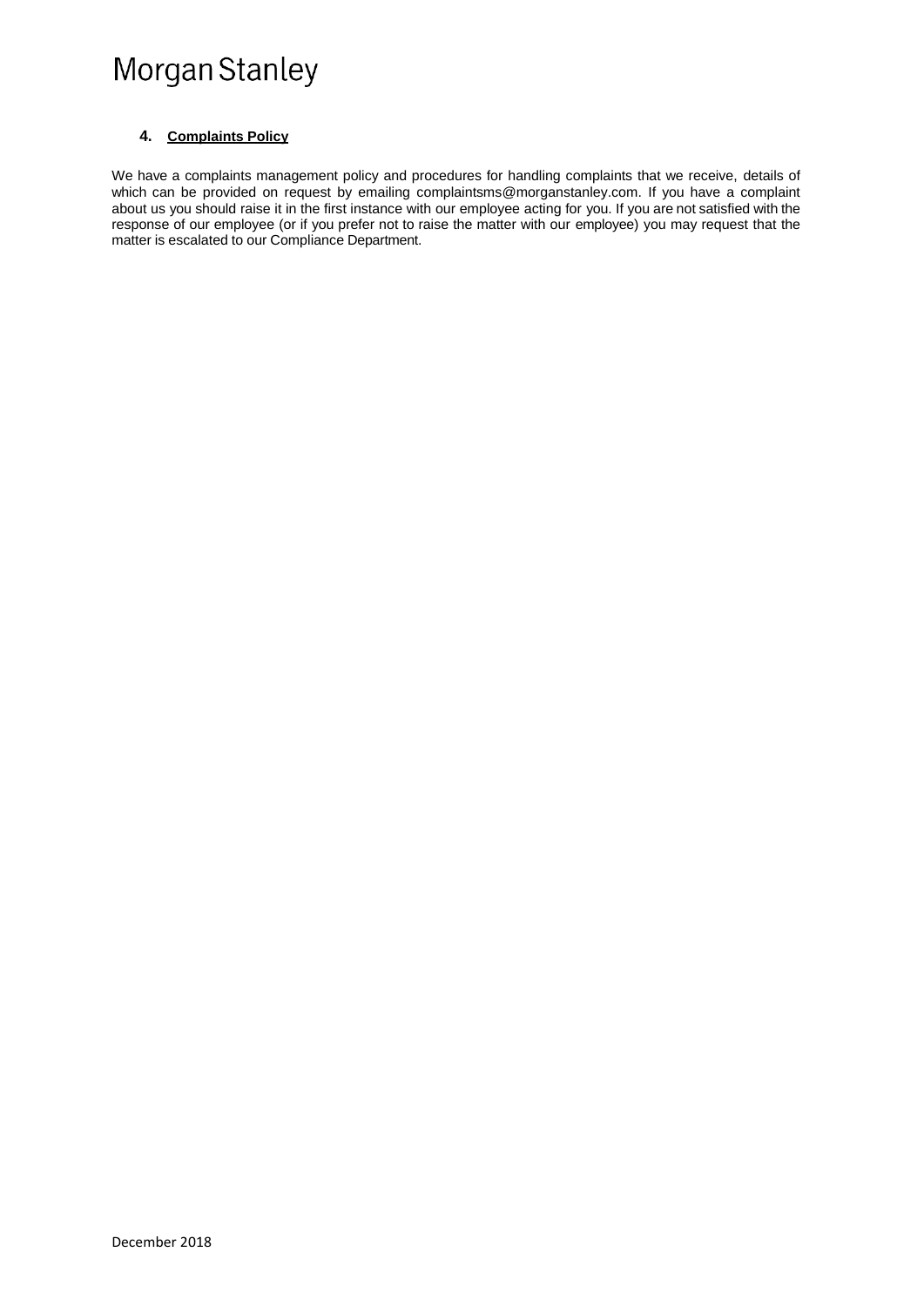## 4. Complaints Policy

We have a complaints management policy and procedures for handling complaints that we receive, details of which can be provided on request by emailing complaintsms@morganstanley.com. If you have a complaint about us you should raise it in the first instance with our employee acting for you. If you are not satisfied with the response of our employee (or if you prefer not to raise the matter with our employee) you may request that the matter is escalated to our Compliance Department.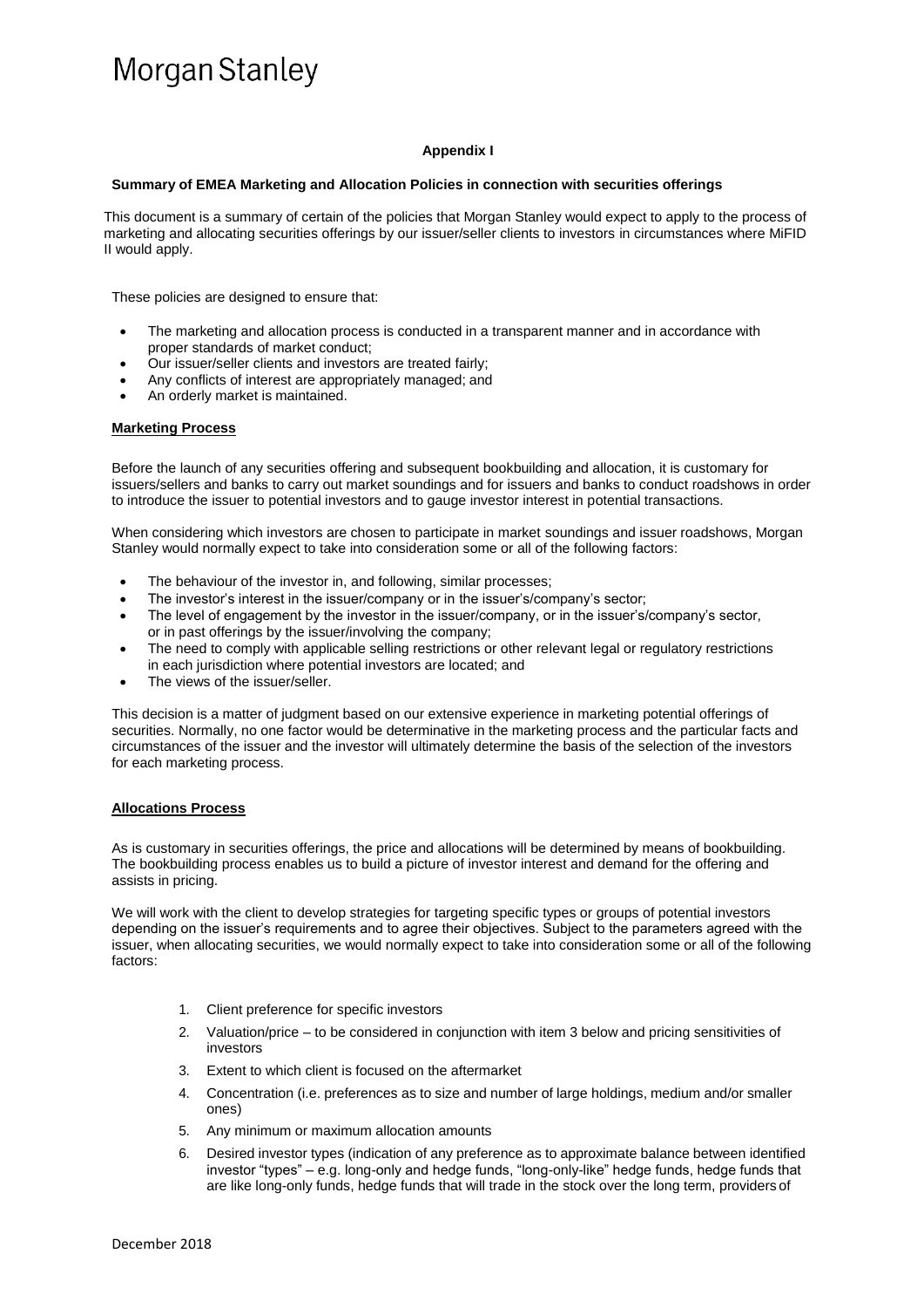# Morgan Stanley

**Appendix I**

**Summary of EMEA Marketing and Allocation Policies in connection with securities offerings**

This document is a summary of certain of the policies that Morgan Stanley would expect to apply to the process of marketing and allocating securities offerings by our issuer/seller clients to investors in circumstances where MiFID II would apply.

These policies are designed to ensure that:

- The marketing and allocation process is conducted in a transparent manner and in accordance with proper standards of market conduct;
- Our issuer/seller clients and investors are treated fairly;
- Any conflicts of interest are appropriately managed; and
- An orderly market is maintained.

## Marketing Process

Before the launch of any securities offering and subsequent bookbuilding and allocation, it is customary for issuers/sellers and banks to carry out market soundings and for issuers and banks to conduct roadshows in order to introduce the issuer to potential investors and to gauge investor interest in potential transactions.

When considering which investors are chosen to participate in market soundings and issuer roadshows, Morgan Stanley would normally expect to take into consideration some or all of the following factors:

- The behaviour of the investor in, and following, similar processes;
- The investor's interest in the issuer/company or in the issuer's/company's sector;
- The level of engagement by the investor in the issuer/company, or in the issuer's/company's sector, or in past offerings by the issuer/involving the company;
- The need to comply with applicable selling restrictions or other relevant legal or regulatory restrictions in each jurisdiction where potential investors are located; and
- The views of the issuer/seller.

This decision is a matter of judgment based on our extensive experience in marketing potential offerings of securities. Normally, no one factor would be determinative in the marketing process and the particular facts and circumstances of the issuer and the investor will ultimately determine the basis of the selection of the investors for each marketing process.

## Allocations Process

As is customary in securities offerings, the price and allocations will be determined by means of bookbuilding. The bookbuilding process enables us to build a picture of investor interest and demand for the offering and assists in pricing.

We will work with the client to develop strategies for targeting specific types or groups of potential investors depending on the issuer's requirements and to agree their objectives. Subject to the parameters agreed with the issuer, when allocating securities, we would normally expect to take into consideration some or all of the following factors:

1. Client preference for specific investors
2. Valuation/price – to be considered in conjunction with item 3 below and pricing sensitivities of investors
3. Extent to which client is focused on the aftermarket
4. Concentration (i.e. preferences as to size and number of large holdings, medium and/or smaller ones)
5. Any minimum or maximum allocation amounts
6. Desired investor types (indication of any preference as to approximate balance between identified investor "types" – e.g. long-only and hedge funds, "long-only-like" hedge funds, hedge funds that are like long-only funds, hedge funds that will trade in the stock over the long term, providers of

December 2018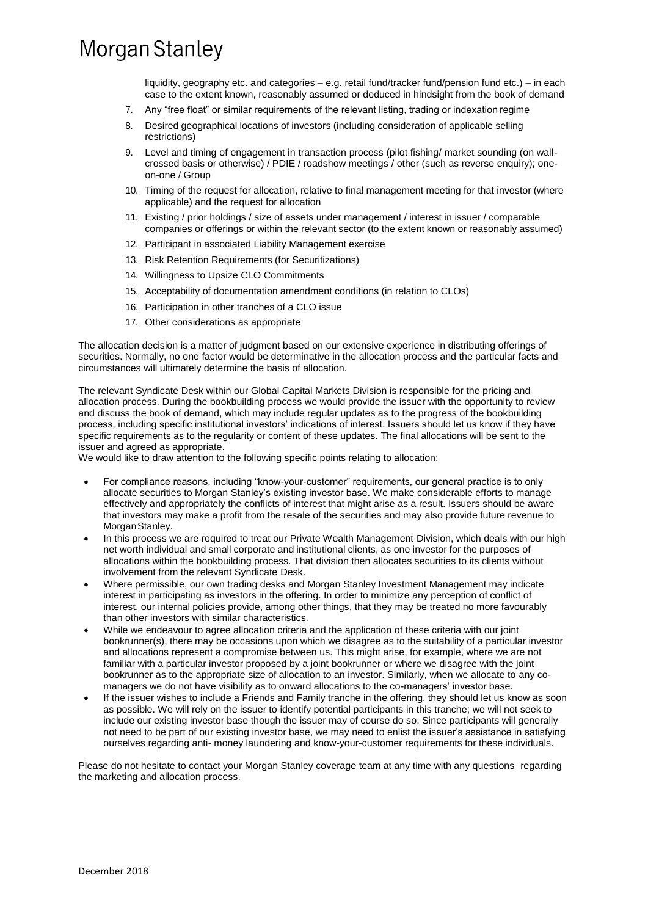liquidity, geography etc. and categories – e.g. retail fund/tracker fund/pension fund etc.) – in each case to the extent known, reasonably assumed or deduced in hindsight from the book of demand

7. Any "free float" or similar requirements of the relevant listing, trading or indexation regime
8. Desired geographical locations of investors (including consideration of applicable selling restrictions)
9. Level and timing of engagement in transaction process (pilot fishing/ market sounding (on wall-crossed basis or otherwise) / PDIE / roadshow meetings / other (such as reverse enquiry); one-on-one / Group
10. Timing of the request for allocation, relative to final management meeting for that investor (where applicable) and the request for allocation
11. Existing / prior holdings / size of assets under management / interest in issuer / comparable companies or offerings or within the relevant sector (to the extent known or reasonably assumed)
12. Participant in associated Liability Management exercise
13. Risk Retention Requirements (for Securitizations)
14. Willingness to Upsize CLO Commitments
15. Acceptability of documentation amendment conditions (in relation to CLOs)
16. Participation in other tranches of a CLO issue
17. Other considerations as appropriate

The allocation decision is a matter of judgment based on our extensive experience in distributing offerings of securities. Normally, no one factor would be determinative in the allocation process and the particular facts and circumstances will ultimately determine the basis of allocation.

The relevant Syndicate Desk within our Global Capital Markets Division is responsible for the pricing and allocation process. During the bookbuilding process we would provide the issuer with the opportunity to review and discuss the book of demand, which may include regular updates as to the progress of the bookbuilding process, including specific institutional investors' indications of interest. Issuers should let us know if they have specific requirements as to the regularity or content of these updates. The final allocations will be sent to the issuer and agreed as appropriate.

We would like to draw attention to the following specific points relating to allocation:

- For compliance reasons, including "know-your-customer" requirements, our general practice is to only allocate securities to Morgan Stanley's existing investor base. We make considerable efforts to manage effectively and appropriately the conflicts of interest that might arise as a result. Issuers should be aware that investors may make a profit from the resale of the securities and may also provide future revenue to Morgan Stanley.
- In this process we are required to treat our Private Wealth Management Division, which deals with our high net worth individual and small corporate and institutional clients, as one investor for the purposes of allocations within the bookbuilding process. That division then allocates securities to its clients without involvement from the relevant Syndicate Desk.
- Where permissible, our own trading desks and Morgan Stanley Investment Management may indicate interest in participating as investors in the offering. In order to minimize any perception of conflict of interest, our internal policies provide, among other things, that they may be treated no more favourably than other investors with similar characteristics.
- While we endeavour to agree allocation criteria and the application of these criteria with our joint bookrunner(s), there may be occasions upon which we disagree as to the suitability of a particular investor and allocations represent a compromise between us. This might arise, for example, where we are not familiar with a particular investor proposed by a joint bookrunner or where we disagree with the joint bookrunner as to the appropriate size of allocation to an investor. Similarly, when we allocate to any co-managers we do not have visibility as to onward allocations to the co-managers' investor base.
- If the issuer wishes to include a Friends and Family tranche in the offering, they should let us know as soon as possible. We will rely on the issuer to identify potential participants in this tranche; we will not seek to include our existing investor base though the issuer may of course do so. Since participants will generally not need to be part of our existing investor base, we may need to enlist the issuer's assistance in satisfying ourselves regarding anti- money laundering and know-your-customer requirements for these individuals.

Please do not hesitate to contact your Morgan Stanley coverage team at any time with any questions regarding the marketing and allocation process.

December 2018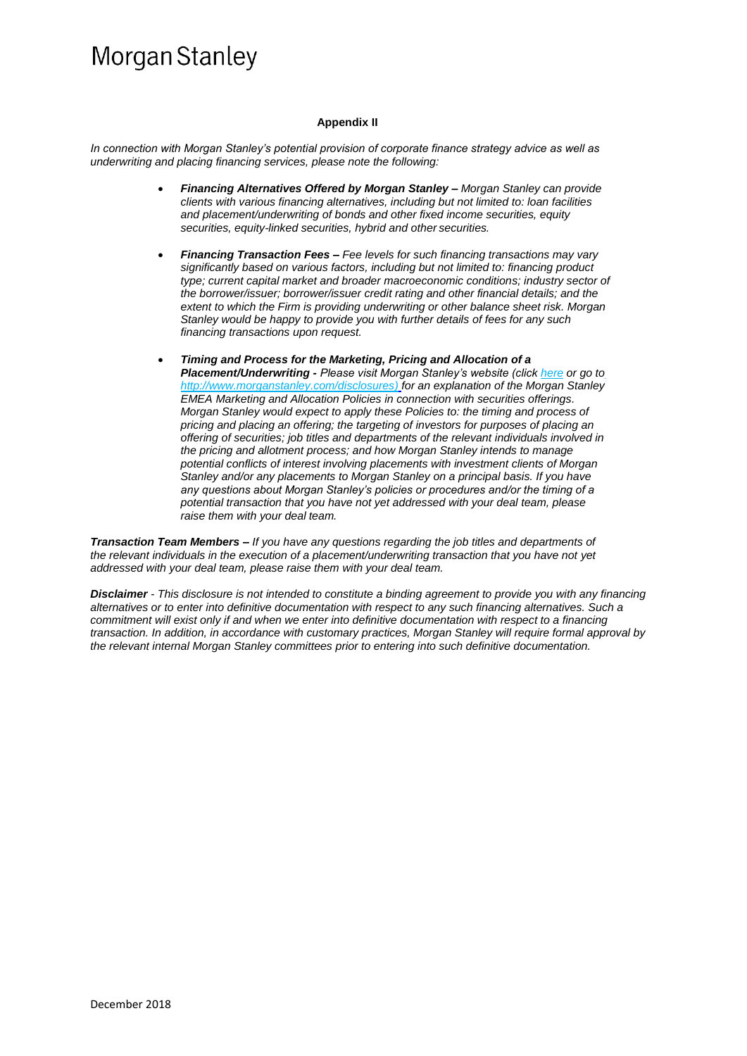**Appendix II**

*In connection with Morgan Stanley's potential provision of corporate finance strategy advice as well as underwriting and placing financing services, please note the following:*

- ***Financing Alternatives Offered by Morgan Stanley –*** *Morgan Stanley can provide clients with various financing alternatives, including but not limited to: loan facilities and placement/underwriting of bonds and other fixed income securities, equity securities, equity-linked securities, hybrid and other securities.*

- ***Financing Transaction Fees –*** *Fee levels for such financing transactions may vary significantly based on various factors, including but not limited to: financing product type; current capital market and broader macroeconomic conditions; industry sector of the borrower/issuer; borrower/issuer credit rating and other financial details; and the extent to which the Firm is providing underwriting or other balance sheet risk. Morgan Stanley would be happy to provide you with further details of fees for any such financing transactions upon request.*

- ***Timing and Process for the Marketing, Pricing and Allocation of a Placement/Underwriting -*** *Please visit Morgan Stanley's website (click [here](http://www.morganstanley.com/disclosures) or go to [http://www.morganstanley.com/disclosures)](http://www.morganstanley.com/disclosures) for an explanation of the Morgan Stanley EMEA Marketing and Allocation Policies in connection with securities offerings. Morgan Stanley would expect to apply these Policies to: the timing and process of pricing and placing an offering; the targeting of investors for purposes of placing an offering of securities; job titles and departments of the relevant individuals involved in the pricing and allotment process; and how Morgan Stanley intends to manage potential conflicts of interest involving placements with investment clients of Morgan Stanley and/or any placements to Morgan Stanley on a principal basis. If you have any questions about Morgan Stanley's policies or procedures and/or the timing of a potential transaction that you have not yet addressed with your deal team, please raise them with your deal team.*

***Transaction Team Members –*** *If you have any questions regarding the job titles and departments of the relevant individuals in the execution of a placement/underwriting transaction that you have not yet addressed with your deal team, please raise them with your deal team.*

***Disclaimer*** *- This disclosure is not intended to constitute a binding agreement to provide you with any financing alternatives or to enter into definitive documentation with respect to any such financing alternatives. Such a commitment will exist only if and when we enter into definitive documentation with respect to a financing transaction. In addition, in accordance with customary practices, Morgan Stanley will require formal approval by the relevant internal Morgan Stanley committees prior to entering into such definitive documentation.*

December 2018